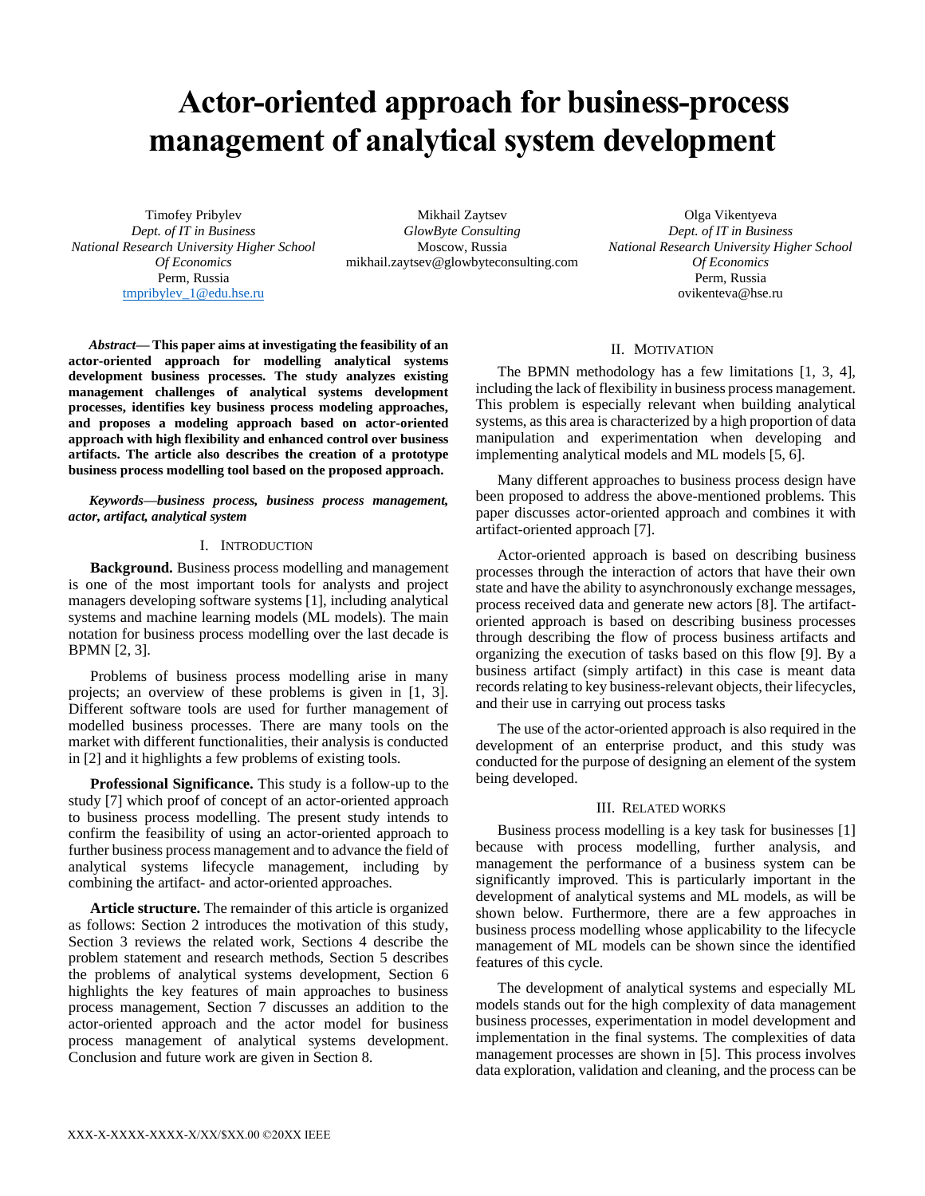# Actor-oriented approach for business-process management of analytical system development

Timofey Pribylev
*Dept. of IT in Business*
*National Research University Higher School Of Economics*
Perm, Russia
tmpribylev_1@edu.hse.ru

Mikhail Zaytsev
*GlowByte Consulting*
Moscow, Russia
mikhail.zaytsev@glowbyteconsulting.com

Olga Vikentyeva
*Dept. of IT in Business*
*National Research University Higher School Of Economics*
Perm, Russia
ovikenteva@hse.ru

***Abstract*— This paper aims at investigating the feasibility of an actor-oriented approach for modelling analytical systems development business processes. The study analyzes existing management challenges of analytical systems development processes, identifies key business process modeling approaches, and proposes a modeling approach based on actor-oriented approach with high flexibility and enhanced control over business artifacts. The article also describes the creation of a prototype business process modelling tool based on the proposed approach.**

***Keywords—business process, business process management, actor, artifact, analytical system***

## I. Introduction

**Background.** Business process modelling and management is one of the most important tools for analysts and project managers developing software systems [1], including analytical systems and machine learning models (ML models). The main notation for business process modelling over the last decade is BPMN [2, 3].

Problems of business process modelling arise in many projects; an overview of these problems is given in [1, 3]. Different software tools are used for further management of modelled business processes. There are many tools on the market with different functionalities, their analysis is conducted in [2] and it highlights a few problems of existing tools.

**Professional Significance.** This study is a follow-up to the study [7] which proof of concept of an actor-oriented approach to business process modelling. The present study intends to confirm the feasibility of using an actor-oriented approach to further business process management and to advance the field of analytical systems lifecycle management, including by combining the artifact- and actor-oriented approaches.

**Article structure.** The remainder of this article is organized as follows: Section 2 introduces the motivation of this study, Section 3 reviews the related work, Sections 4 describe the problem statement and research methods, Section 5 describes the problems of analytical systems development, Section 6 highlights the key features of main approaches to business process management, Section 7 discusses an addition to the actor-oriented approach and the actor model for business process management of analytical systems development. Conclusion and future work are given in Section 8.

## II. Motivation

The BPMN methodology has a few limitations [1, 3, 4], including the lack of flexibility in business process management. This problem is especially relevant when building analytical systems, as this area is characterized by a high proportion of data manipulation and experimentation when developing and implementing analytical models and ML models [5, 6].

Many different approaches to business process design have been proposed to address the above-mentioned problems. This paper discusses actor-oriented approach and combines it with artifact-oriented approach [7].

Actor-oriented approach is based on describing business processes through the interaction of actors that have their own state and have the ability to asynchronously exchange messages, process received data and generate new actors [8]. The artifact-oriented approach is based on describing business processes through describing the flow of process business artifacts and organizing the execution of tasks based on this flow [9]. By a business artifact (simply artifact) in this case is meant data records relating to key business-relevant objects, their lifecycles, and their use in carrying out process tasks

The use of the actor-oriented approach is also required in the development of an enterprise product, and this study was conducted for the purpose of designing an element of the system being developed.

## III. Related works

Business process modelling is a key task for businesses [1] because with process modelling, further analysis, and management the performance of a business system can be significantly improved. This is particularly important in the development of analytical systems and ML models, as will be shown below. Furthermore, there are a few approaches in business process modelling whose applicability to the lifecycle management of ML models can be shown since the identified features of this cycle.

The development of analytical systems and especially ML models stands out for the high complexity of data management business processes, experimentation in model development and implementation in the final systems. The complexities of data management processes are shown in [5]. This process involves data exploration, validation and cleaning, and the process can be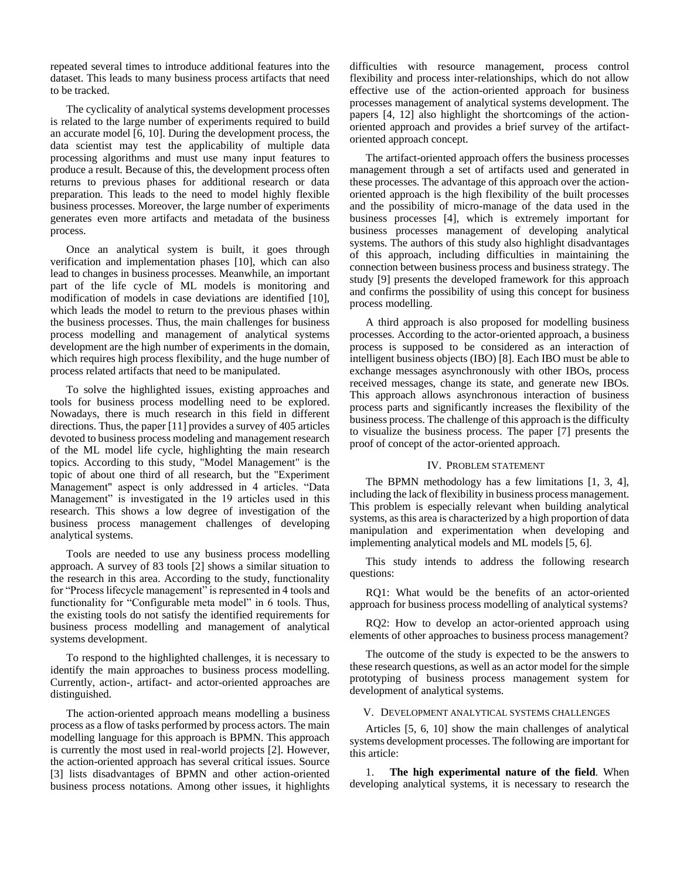repeated several times to introduce additional features into the dataset. This leads to many business process artifacts that need to be tracked.

The cyclicality of analytical systems development processes is related to the large number of experiments required to build an accurate model [6, 10]. During the development process, the data scientist may test the applicability of multiple data processing algorithms and must use many input features to produce a result. Because of this, the development process often returns to previous phases for additional research or data preparation. This leads to the need to model highly flexible business processes. Moreover, the large number of experiments generates even more artifacts and metadata of the business process.

Once an analytical system is built, it goes through verification and implementation phases [10], which can also lead to changes in business processes. Meanwhile, an important part of the life cycle of ML models is monitoring and modification of models in case deviations are identified [10], which leads the model to return to the previous phases within the business processes. Thus, the main challenges for business process modelling and management of analytical systems development are the high number of experiments in the domain, which requires high process flexibility, and the huge number of process related artifacts that need to be manipulated.

To solve the highlighted issues, existing approaches and tools for business process modelling need to be explored. Nowadays, there is much research in this field in different directions. Thus, the paper [11] provides a survey of 405 articles devoted to business process modeling and management research of the ML model life cycle, highlighting the main research topics. According to this study, "Model Management" is the topic of about one third of all research, but the "Experiment Management" aspect is only addressed in 4 articles. "Data Management" is investigated in the 19 articles used in this research. This shows a low degree of investigation of the business process management challenges of developing analytical systems.

Tools are needed to use any business process modelling approach. A survey of 83 tools [2] shows a similar situation to the research in this area. According to the study, functionality for "Process lifecycle management" is represented in 4 tools and functionality for "Configurable meta model" in 6 tools. Thus, the existing tools do not satisfy the identified requirements for business process modelling and management of analytical systems development.

To respond to the highlighted challenges, it is necessary to identify the main approaches to business process modelling. Currently, action-, artifact- and actor-oriented approaches are distinguished.

The action-oriented approach means modelling a business process as a flow of tasks performed by process actors. The main modelling language for this approach is BPMN. This approach is currently the most used in real-world projects [2]. However, the action-oriented approach has several critical issues. Source [3] lists disadvantages of BPMN and other action-oriented business process notations. Among other issues, it highlights difficulties with resource management, process control flexibility and process inter-relationships, which do not allow effective use of the action-oriented approach for business processes management of analytical systems development. The papers [4, 12] also highlight the shortcomings of the action-oriented approach and provides a brief survey of the artifact-oriented approach concept.

The artifact-oriented approach offers the business processes management through a set of artifacts used and generated in these processes. The advantage of this approach over the action-oriented approach is the high flexibility of the built processes and the possibility of micro-manage of the data used in the business processes [4], which is extremely important for business processes management of developing analytical systems. The authors of this study also highlight disadvantages of this approach, including difficulties in maintaining the connection between business process and business strategy. The study [9] presents the developed framework for this approach and confirms the possibility of using this concept for business process modelling.

A third approach is also proposed for modelling business processes. According to the actor-oriented approach, a business process is supposed to be considered as an interaction of intelligent business objects (IBO) [8]. Each IBO must be able to exchange messages asynchronously with other IBOs, process received messages, change its state, and generate new IBOs. This approach allows asynchronous interaction of business process parts and significantly increases the flexibility of the business process. The challenge of this approach is the difficulty to visualize the business process. The paper [7] presents the proof of concept of the actor-oriented approach.

## IV. Problem statement

The BPMN methodology has a few limitations [1, 3, 4], including the lack of flexibility in business process management. This problem is especially relevant when building analytical systems, as this area is characterized by a high proportion of data manipulation and experimentation when developing and implementing analytical models and ML models [5, 6].

This study intends to address the following research questions:

RQ1: What would be the benefits of an actor-oriented approach for business process modelling of analytical systems?

RQ2: How to develop an actor-oriented approach using elements of other approaches to business process management?

The outcome of the study is expected to be the answers to these research questions, as well as an actor model for the simple prototyping of business process management system for development of analytical systems.

## V. Development analytical systems challenges

Articles [5, 6, 10] show the main challenges of analytical systems development processes. The following are important for this article:

1. **The high experimental nature of the field**. When developing analytical systems, it is necessary to research the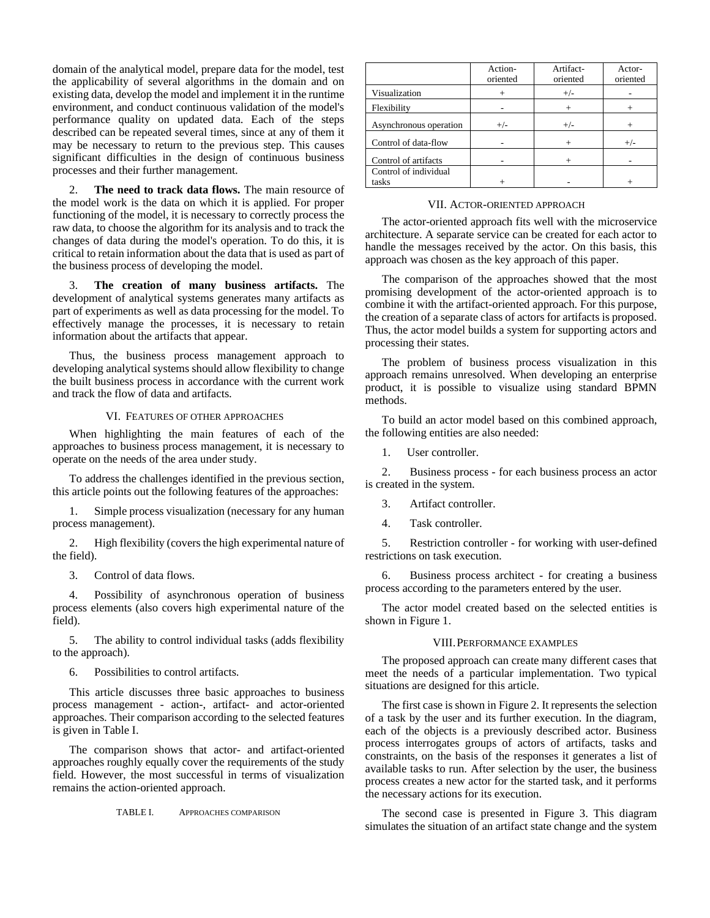domain of the analytical model, prepare data for the model, test the applicability of several algorithms in the domain and on existing data, develop the model and implement it in the runtime environment, and conduct continuous validation of the model's performance quality on updated data. Each of the steps described can be repeated several times, since at any of them it may be necessary to return to the previous step. This causes significant difficulties in the design of continuous business processes and their further management.

2. **The need to track data flows.** The main resource of the model work is the data on which it is applied. For proper functioning of the model, it is necessary to correctly process the raw data, to choose the algorithm for its analysis and to track the changes of data during the model's operation. To do this, it is critical to retain information about the data that is used as part of the business process of developing the model.

3. **The creation of many business artifacts.** The development of analytical systems generates many artifacts as part of experiments as well as data processing for the model. To effectively manage the processes, it is necessary to retain information about the artifacts that appear.

Thus, the business process management approach to developing analytical systems should allow flexibility to change the built business process in accordance with the current work and track the flow of data and artifacts.

## VI. Features of Other Approaches

When highlighting the main features of each of the approaches to business process management, it is necessary to operate on the needs of the area under study.

To address the challenges identified in the previous section, this article points out the following features of the approaches:

1. Simple process visualization (necessary for any human process management).

2. High flexibility (covers the high experimental nature of the field).

3. Control of data flows.

4. Possibility of asynchronous operation of business process elements (also covers high experimental nature of the field).

5. The ability to control individual tasks (adds flexibility to the approach).

6. Possibilities to control artifacts.

This article discusses three basic approaches to business process management - action-, artifact- and actor-oriented approaches. Their comparison according to the selected features is given in Table I.

The comparison shows that actor- and artifact-oriented approaches roughly equally cover the requirements of the study field. However, the most successful in terms of visualization remains the action-oriented approach.

TABLE I. Approaches Comparison

| | Action-oriented | Artifact-oriented | Actor-oriented |
|---|---|---|---|
| Visualization | + | +/- | - |
| Flexibility | - | + | + |
| Asynchronous operation | +/- | +/- | + |
| Control of data-flow | - | + | +/- |
| Control of artifacts | - | + | - |
| Control of individual tasks | + | - | + |

## VII. Actor-Oriented Approach

The actor-oriented approach fits well with the microservice architecture. A separate service can be created for each actor to handle the messages received by the actor. On this basis, this approach was chosen as the key approach of this paper.

The comparison of the approaches showed that the most promising development of the actor-oriented approach is to combine it with the artifact-oriented approach. For this purpose, the creation of a separate class of actors for artifacts is proposed. Thus, the actor model builds a system for supporting actors and processing their states.

The problem of business process visualization in this approach remains unresolved. When developing an enterprise product, it is possible to visualize using standard BPMN methods.

To build an actor model based on this combined approach, the following entities are also needed:

1. User controller.

2. Business process - for each business process an actor is created in the system.

3. Artifact controller.

4. Task controller.

5. Restriction controller - for working with user-defined restrictions on task execution.

6. Business process architect - for creating a business process according to the parameters entered by the user.

The actor model created based on the selected entities is shown in Figure 1.

## VIII. Performance Examples

The proposed approach can create many different cases that meet the needs of a particular implementation. Two typical situations are designed for this article.

The first case is shown in Figure 2. It represents the selection of a task by the user and its further execution. In the diagram, each of the objects is a previously described actor. Business process interrogates groups of actors of artifacts, tasks and constraints, on the basis of the responses it generates a list of available tasks to run. After selection by the user, the business process creates a new actor for the started task, and it performs the necessary actions for its execution.

The second case is presented in Figure 3. This diagram simulates the situation of an artifact state change and the system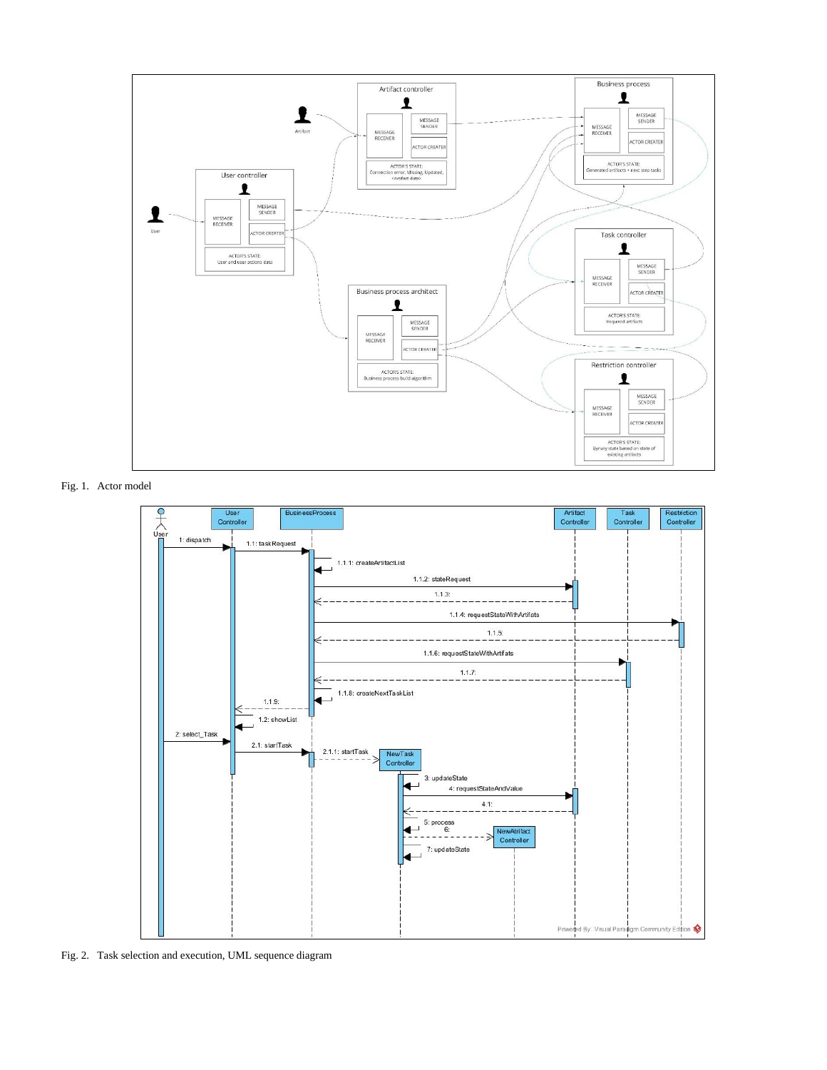Fig. 1. Actor model

Fig. 2. Task selection and execution, UML sequence diagram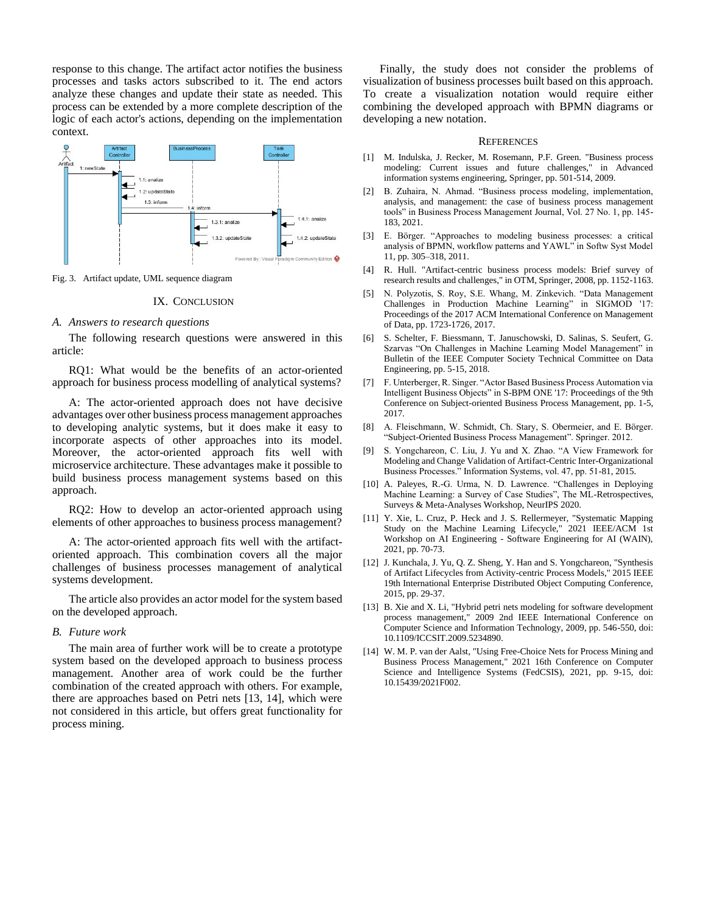response to this change. The artifact actor notifies the business processes and tasks actors subscribed to it. The end actors analyze these changes and update their state as needed. This process can be extended by a more complete description of the logic of each actor's actions, depending on the implementation context.

Artifact
Artifact Controller
BusinessProcess
Task Controller
1: newState
1.1: analize
1.2: updateState
1.3: inform
1.4: inform
1.3.1: analize
1.3.2: updateState
1.4.1: analize
1.4.2: updateState
Powered By: Visual Paradigm Community Edition

Fig. 3. Artifact update, UML sequence diagram

## IX. CONCLUSION

### *A. Answers to research questions*

The following research questions were answered in this article:

RQ1: What would be the benefits of an actor-oriented approach for business process modelling of analytical systems?

A: The actor-oriented approach does not have decisive advantages over other business process management approaches to developing analytic systems, but it does make it easy to incorporate aspects of other approaches into its model. Moreover, the actor-oriented approach fits well with microservice architecture. These advantages make it possible to build business process management systems based on this approach.

RQ2: How to develop an actor-oriented approach using elements of other approaches to business process management?

A: The actor-oriented approach fits well with the artifact-oriented approach. This combination covers all the major challenges of business processes management of analytical systems development.

The article also provides an actor model for the system based on the developed approach.

### *B. Future work*

The main area of further work will be to create a prototype system based on the developed approach to business process management. Another area of work could be the further combination of the created approach with others. For example, there are approaches based on Petri nets [13, 14], which were not considered in this article, but offers great functionality for process mining.

Finally, the study does not consider the problems of visualization of business processes built based on this approach. To create a visualization notation would require either combining the developed approach with BPMN diagrams or developing a new notation.

## REFERENCES

[1] M. Indulska, J. Recker, M. Rosemann, P.F. Green. "Business process modeling: Current issues and future challenges," in Advanced information systems engineering, Springer, pp. 501-514, 2009.

[2] B. Zuhaira, N. Ahmad. "Business process modeling, implementation, analysis, and management: the case of business process management tools" in Business Process Management Journal, Vol. 27 No. 1, pp. 145-183, 2021.

[3] E. Börger. "Approaches to modeling business processes: a critical analysis of BPMN, workflow patterns and YAWL" in Softw Syst Model 11, pp. 305–318, 2011.

[4] R. Hull. "Artifact-centric business process models: Brief survey of research results and challenges," in OTM, Springer, 2008, pp. 1152-1163.

[5] N. Polyzotis, S. Roy, S.E. Whang, M. Zinkevich. "Data Management Challenges in Production Machine Learning" in SIGMOD '17: Proceedings of the 2017 ACM International Conference on Management of Data, pp. 1723-1726, 2017.

[6] S. Schelter, F. Biessmann, T. Januschowski, D. Salinas, S. Seufert, G. Szarvas "On Challenges in Machine Learning Model Management" in Bulletin of the IEEE Computer Society Technical Committee on Data Engineering, pp. 5-15, 2018.

[7] F. Unterberger, R. Singer. "Actor Based Business Process Automation via Intelligent Business Objects" in S-BPM ONE '17: Proceedings of the 9th Conference on Subject-oriented Business Process Management, pp. 1-5, 2017.

[8] A. Fleischmann, W. Schmidt, Ch. Stary, S. Obermeier, and E. Börger. "Subject-Oriented Business Process Management". Springer. 2012.

[9] S. Yongchareon, C. Liu, J. Yu and X. Zhao. "A View Framework for Modeling and Change Validation of Artifact-Centric Inter-Organizational Business Processes." Information Systems, vol. 47, pp. 51-81, 2015.

[10] A. Paleyes, R.-G. Urma, N. D. Lawrence. "Challenges in Deploying Machine Learning: a Survey of Case Studies", The ML-Retrospectives, Surveys & Meta-Analyses Workshop, NeurIPS 2020.

[11] Y. Xie, L. Cruz, P. Heck and J. S. Rellermeyer, "Systematic Mapping Study on the Machine Learning Lifecycle," 2021 IEEE/ACM 1st Workshop on AI Engineering - Software Engineering for AI (WAIN), 2021, pp. 70-73.

[12] J. Kunchala, J. Yu, Q. Z. Sheng, Y. Han and S. Yongchareon, "Synthesis of Artifact Lifecycles from Activity-centric Process Models," 2015 IEEE 19th International Enterprise Distributed Object Computing Conference, 2015, pp. 29-37.

[13] B. Xie and X. Li, "Hybrid petri nets modeling for software development process management," 2009 2nd IEEE International Conference on Computer Science and Information Technology, 2009, pp. 546-550, doi: 10.1109/ICCSIT.2009.5234890.

[14] W. M. P. van der Aalst, "Using Free-Choice Nets for Process Mining and Business Process Management," 2021 16th Conference on Computer Science and Intelligence Systems (FedCSIS), 2021, pp. 9-15, doi: 10.15439/2021F002.